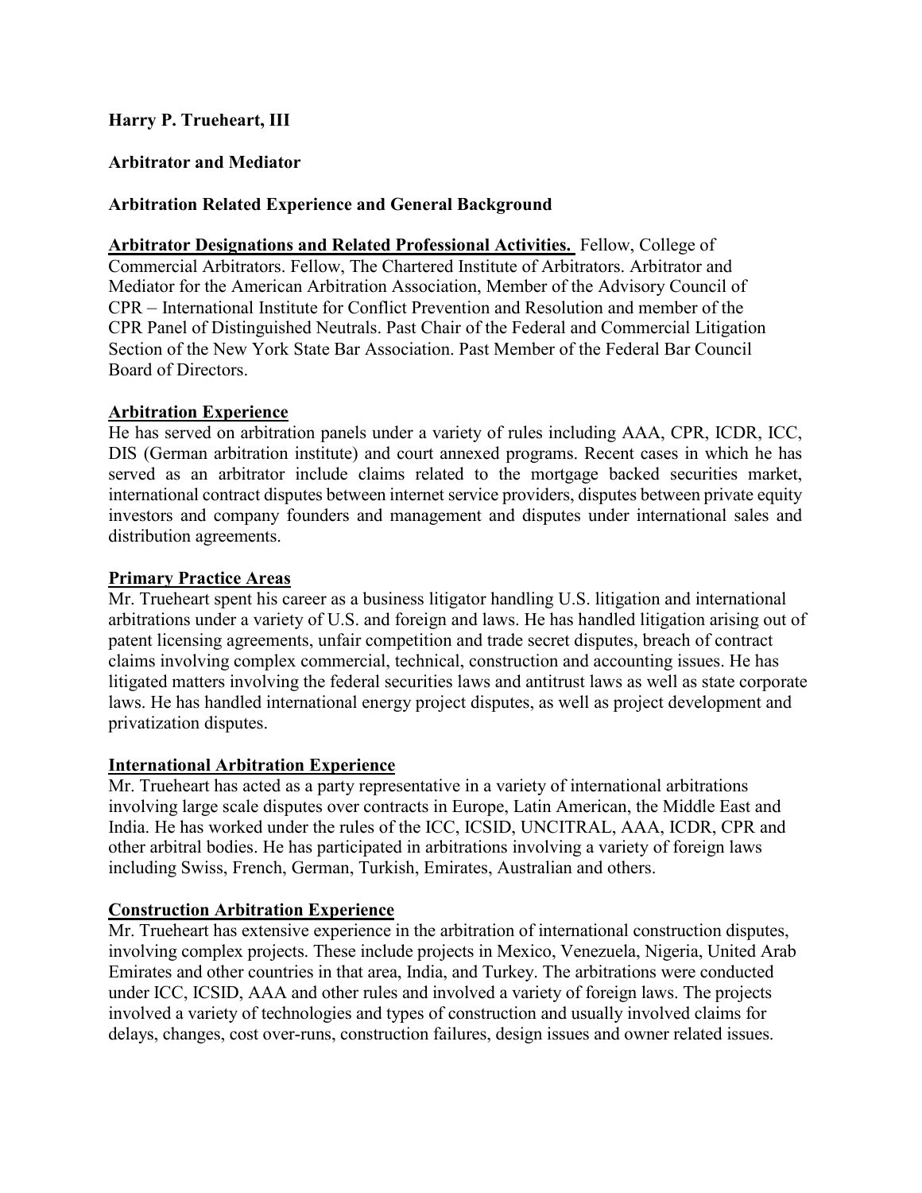**Harry P. Trueheart, III**

**Arbitrator and Mediator**

**Arbitration Related Experience and General Background**

**Arbitrator Designations and Related Professional Activities.** Fellow, College of Commercial Arbitrators. Fellow, The Chartered Institute of Arbitrators. Arbitrator and Mediator for the American Arbitration Association, Member of the Advisory Council of CPR – International Institute for Conflict Prevention and Resolution and member of the CPR Panel of Distinguished Neutrals. Past Chair of the Federal and Commercial Litigation Section of the New York State Bar Association. Past Member of the Federal Bar Council Board of Directors.

**Arbitration Experience**

He has served on arbitration panels under a variety of rules including AAA, CPR, ICDR, ICC, DIS (German arbitration institute) and court annexed programs. Recent cases in which he has served as an arbitrator include claims related to the mortgage backed securities market, international contract disputes between internet service providers, disputes between private equity investors and company founders and management and disputes under international sales and distribution agreements.

**Primary Practice Areas**

Mr. Trueheart spent his career as a business litigator handling U.S. litigation and international arbitrations under a variety of U.S. and foreign and laws. He has handled litigation arising out of patent licensing agreements, unfair competition and trade secret disputes, breach of contract claims involving complex commercial, technical, construction and accounting issues. He has litigated matters involving the federal securities laws and antitrust laws as well as state corporate laws. He has handled international energy project disputes, as well as project development and privatization disputes.

**International Arbitration Experience**

Mr. Trueheart has acted as a party representative in a variety of international arbitrations involving large scale disputes over contracts in Europe, Latin American, the Middle East and India. He has worked under the rules of the ICC, ICSID, UNCITRAL, AAA, ICDR, CPR and other arbitral bodies. He has participated in arbitrations involving a variety of foreign laws including Swiss, French, German, Turkish, Emirates, Australian and others.

**Construction Arbitration Experience**

Mr. Trueheart has extensive experience in the arbitration of international construction disputes, involving complex projects. These include projects in Mexico, Venezuela, Nigeria, United Arab Emirates and other countries in that area, India, and Turkey. The arbitrations were conducted under ICC, ICSID, AAA and other rules and involved a variety of foreign laws. The projects involved a variety of technologies and types of construction and usually involved claims for delays, changes, cost over-runs, construction failures, design issues and owner related issues.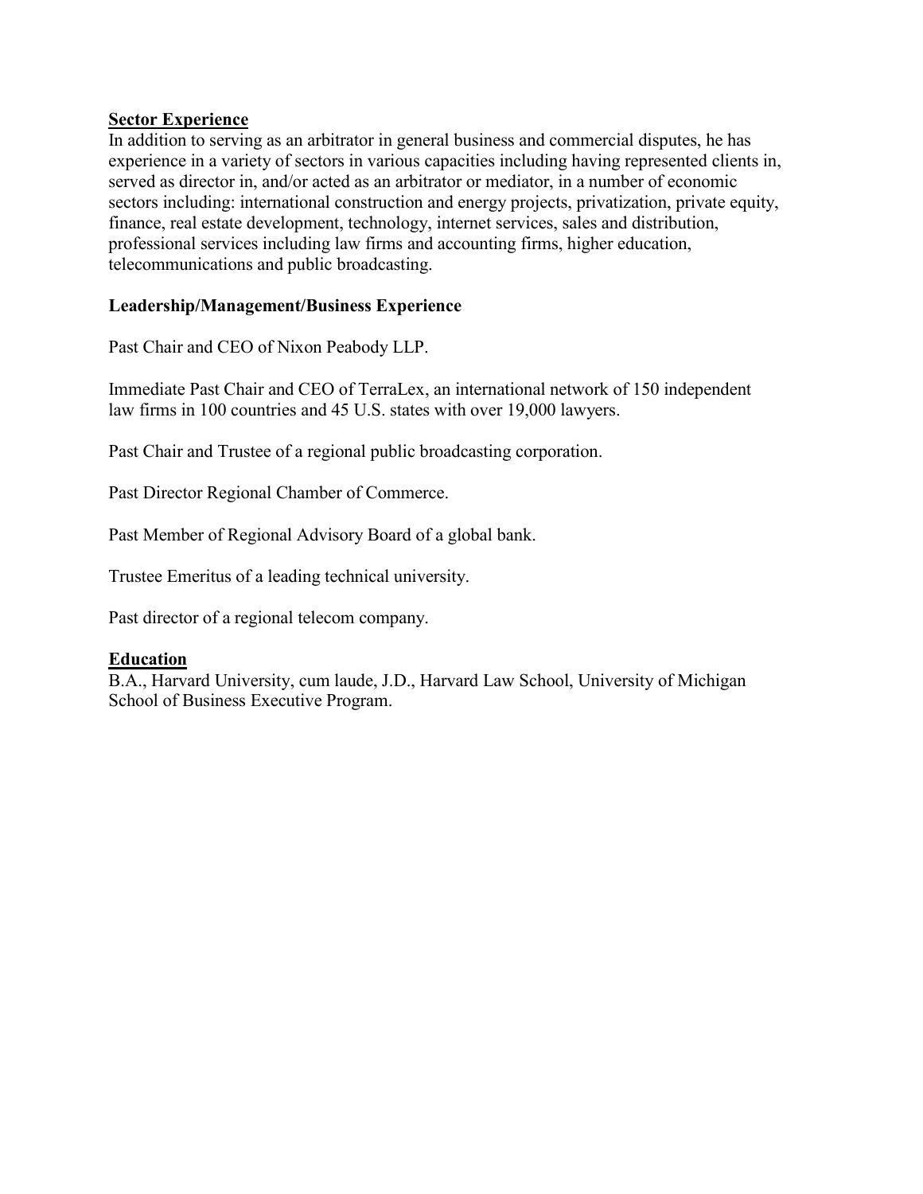## Sector Experience

In addition to serving as an arbitrator in general business and commercial disputes, he has experience in a variety of sectors in various capacities including having represented clients in, served as director in, and/or acted as an arbitrator or mediator, in a number of economic sectors including: international construction and energy projects, privatization, private equity, finance, real estate development, technology, internet services, sales and distribution, professional services including law firms and accounting firms, higher education, telecommunications and public broadcasting.

## Leadership/Management/Business Experience

Past Chair and CEO of Nixon Peabody LLP.

Immediate Past Chair and CEO of TerraLex, an international network of 150 independent law firms in 100 countries and 45 U.S. states with over 19,000 lawyers.

Past Chair and Trustee of a regional public broadcasting corporation.

Past Director Regional Chamber of Commerce.

Past Member of Regional Advisory Board of a global bank.

Trustee Emeritus of a leading technical university.

Past director of a regional telecom company.

## Education

B.A., Harvard University, cum laude, J.D., Harvard Law School, University of Michigan School of Business Executive Program.